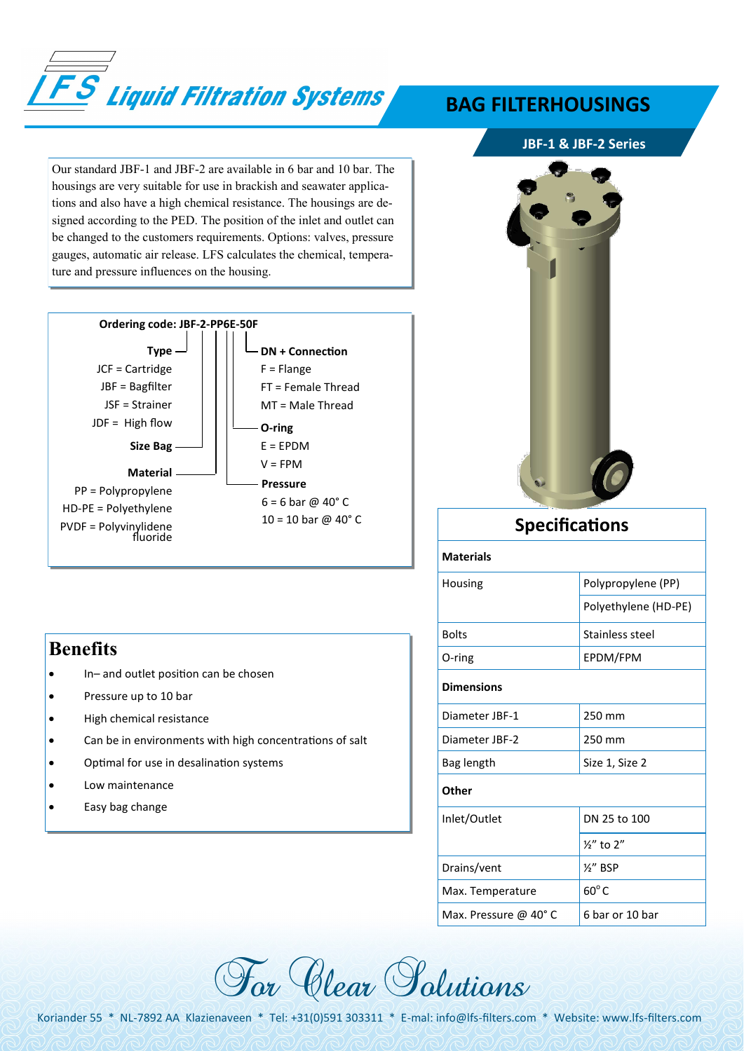# LFS Liquid Filtration Systems

## BAG FILTERHOUSINGS

### JBF-1 & JBF-2 Series

Our standard JBF-1 and JBF-2 are available in 6 bar and 10 bar. The housings are very suitable for use in brackish and seawater applications and also have a high chemical resistance. The housings are designed according to the PED. The position of the inlet and outlet can be changed to the customers requirements. Options: valves, pressure gauges, automatic air release. LFS calculates the chemical, temperature and pressure influences on the housing.

**Ordering code: JBF-2-PP6E-50F**

**Type**
- JCF = Cartridge
- JBF = Bagfilter
- JSF = Strainer
- JDF = High flow

**Size Bag**

**Material**
- PP = Polypropylene
- HD-PE = Polyethylene
- PVDF = Polyvinylidene fluoride

**DN + Connection**
- F = Flange
- FT = Female Thread
- MT = Male Thread

**O-ring**
- E = EPDM
- V = FPM

**Pressure**
- 6 = 6 bar @ 40° C
- 10 = 10 bar @ 40° C

## Benefits

- In– and outlet position can be chosen
- Pressure up to 10 bar
- High chemical resistance
- Can be in environments with high concentrations of salt
- Optimal for use in desalination systems
- Low maintenance
- Easy bag change

## Specifications

| **Materials** | |
|---|---|
| Housing | Polypropylene (PP) |
| | Polyethylene (HD-PE) |
| Bolts | Stainless steel |
| O-ring | EPDM/FPM |
| **Dimensions** | |
| Diameter JBF-1 | 250 mm |
| Diameter JBF-2 | 250 mm |
| Bag length | Size 1, Size 2 |
| **Other** | |
| Inlet/Outlet | DN 25 to 100 |
| | ½" to 2" |
| Drains/vent | ½" BSP |
| Max. Temperature | 60° C |
| Max. Pressure @ 40° C | 6 bar or 10 bar |

*For Clear Solutions*

Koriander 55 * NL-7892 AA Klazienaveen * Tel: +31(0)591 303311 * E-mal: info@lfs-filters.com * Website: www.lfs-filters.com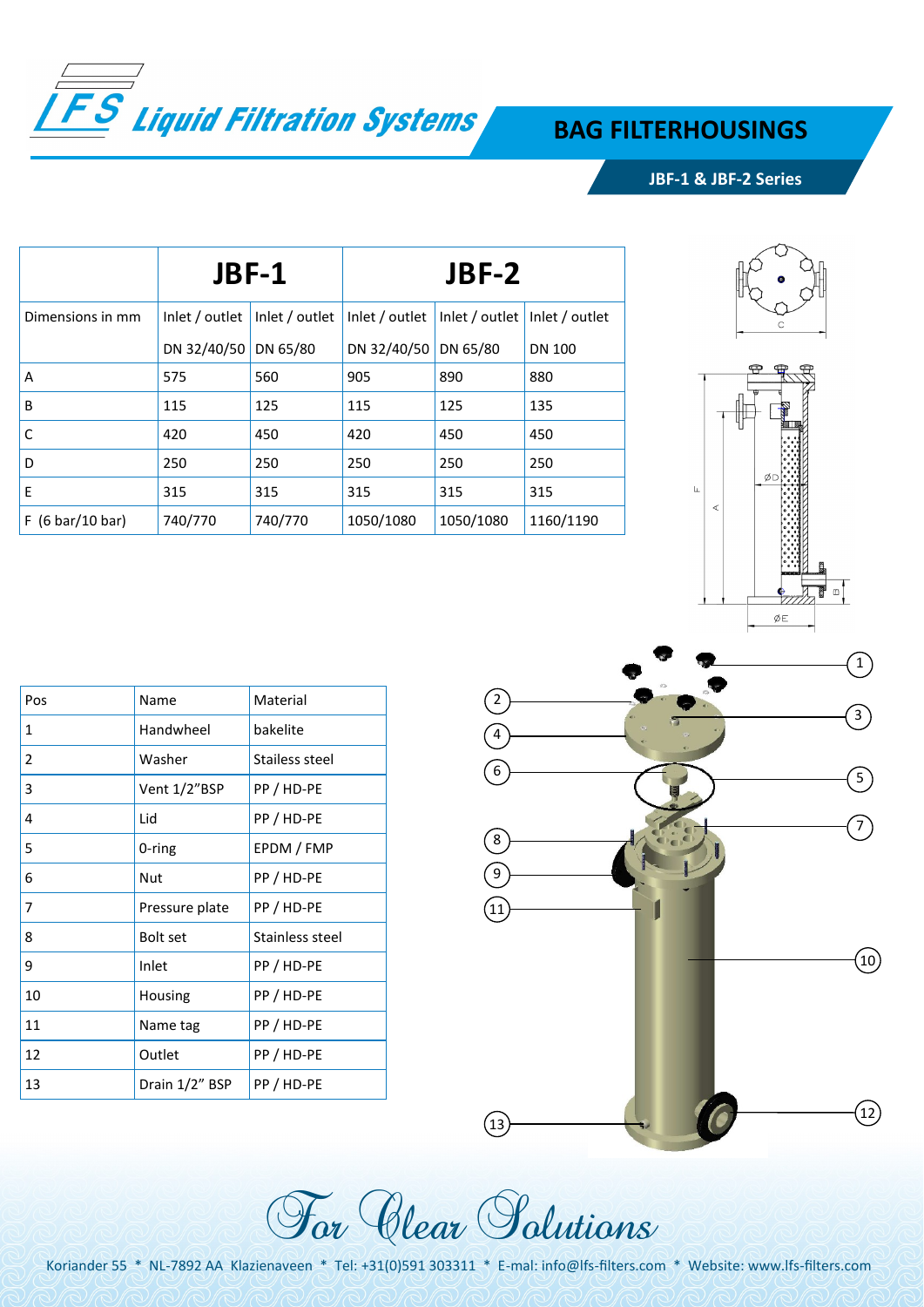# BAG FILTERHOUSINGS

## JBF-1 & JBF-2 Series

| | JBF-1 | | JBF-2 | | |
|---|---|---|---|---|---|
| Dimensions in mm | Inlet / outlet DN 32/40/50 | Inlet / outlet DN 65/80 | Inlet / outlet DN 32/40/50 | Inlet / outlet DN 65/80 | Inlet / outlet DN 100 |
| A | 575 | 560 | 905 | 890 | 880 |
| B | 115 | 125 | 115 | 125 | 135 |
| C | 420 | 450 | 420 | 450 | 450 |
| D | 250 | 250 | 250 | 250 | 250 |
| E | 315 | 315 | 315 | 315 | 315 |
| F (6 bar/10 bar) | 740/770 | 740/770 | 1050/1080 | 1050/1080 | 1160/1190 |

| Pos | Name | Material |
|---|---|---|
| 1 | Handwheel | bakelite |
| 2 | Washer | Stailess steel |
| 3 | Vent 1/2"BSP | PP / HD-PE |
| 4 | Lid | PP / HD-PE |
| 5 | 0-ring | EPDM / FMP |
| 6 | Nut | PP / HD-PE |
| 7 | Pressure plate | PP / HD-PE |
| 8 | Bolt set | Stainless steel |
| 9 | Inlet | PP / HD-PE |
| 10 | Housing | PP / HD-PE |
| 11 | Name tag | PP / HD-PE |
| 12 | Outlet | PP / HD-PE |
| 13 | Drain 1/2" BSP | PP / HD-PE |

For Clear Solutions

Koriander 55 * NL-7892 AA Klazienaveen * Tel: +31(0)591 303311 * E-mal: info@lfs-filters.com * Website: www.lfs-filters.com